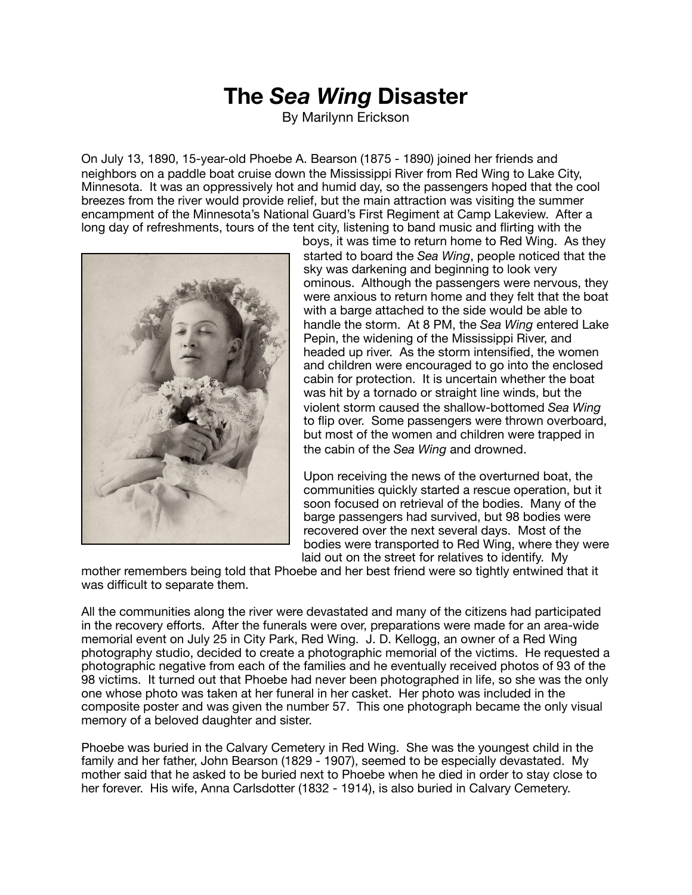# The *Sea Wing* Disaster

By Marilynn Erickson

On July 13, 1890, 15-year-old Phoebe A. Bearson (1875 - 1890) joined her friends and neighbors on a paddle boat cruise down the Mississippi River from Red Wing to Lake City, Minnesota. It was an oppressively hot and humid day, so the passengers hoped that the cool breezes from the river would provide relief, but the main attraction was visiting the summer encampment of the Minnesota's National Guard's First Regiment at Camp Lakeview. After a long day of refreshments, tours of the tent city, listening to band music and flirting with the boys, it was time to return home to Red Wing. As they started to board the *Sea Wing*, people noticed that the sky was darkening and beginning to look very ominous. Although the passengers were nervous, they were anxious to return home and they felt that the boat with a barge attached to the side would be able to handle the storm. At 8 PM, the *Sea Wing* entered Lake Pepin, the widening of the Mississippi River, and headed up river. As the storm intensified, the women and children were encouraged to go into the enclosed cabin for protection. It is uncertain whether the boat was hit by a tornado or straight line winds, but the violent storm caused the shallow-bottomed *Sea Wing* to flip over. Some passengers were thrown overboard, but most of the women and children were trapped in the cabin of the *Sea Wing* and drowned.

Upon receiving the news of the overturned boat, the communities quickly started a rescue operation, but it soon focused on retrieval of the bodies. Many of the barge passengers had survived, but 98 bodies were recovered over the next several days. Most of the bodies were transported to Red Wing, where they were laid out on the street for relatives to identify. My mother remembers being told that Phoebe and her best friend were so tightly entwined that it was difficult to separate them.

All the communities along the river were devastated and many of the citizens had participated in the recovery efforts. After the funerals were over, preparations were made for an area-wide memorial event on July 25 in City Park, Red Wing. J. D. Kellogg, an owner of a Red Wing photography studio, decided to create a photographic memorial of the victims. He requested a photographic negative from each of the families and he eventually received photos of 93 of the 98 victims. It turned out that Phoebe had never been photographed in life, so she was the only one whose photo was taken at her funeral in her casket. Her photo was included in the composite poster and was given the number 57. This one photograph became the only visual memory of a beloved daughter and sister.

Phoebe was buried in the Calvary Cemetery in Red Wing. She was the youngest child in the family and her father, John Bearson (1829 - 1907), seemed to be especially devastated. My mother said that he asked to be buried next to Phoebe when he died in order to stay close to her forever. His wife, Anna Carlsdotter (1832 - 1914), is also buried in Calvary Cemetery.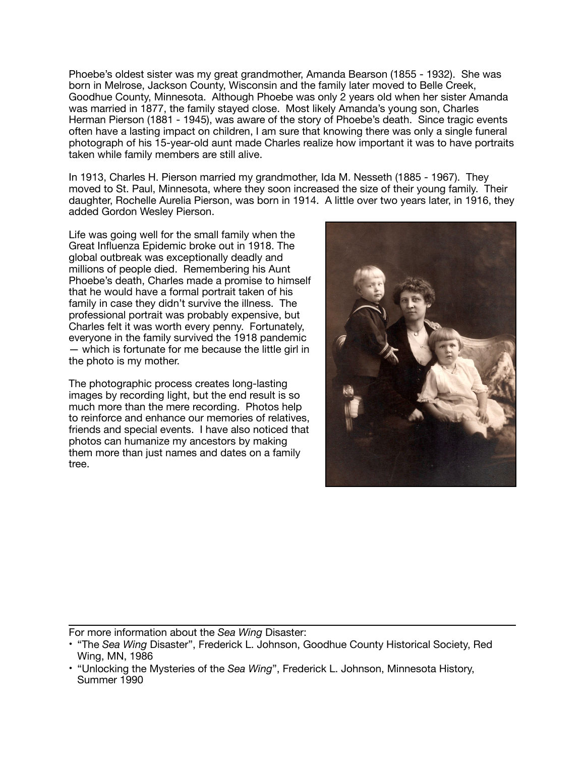Phoebe's oldest sister was my great grandmother, Amanda Bearson (1855 - 1932). She was born in Melrose, Jackson County, Wisconsin and the family later moved to Belle Creek, Goodhue County, Minnesota. Although Phoebe was only 2 years old when her sister Amanda was married in 1877, the family stayed close. Most likely Amanda's young son, Charles Herman Pierson (1881 - 1945), was aware of the story of Phoebe's death. Since tragic events often have a lasting impact on children, I am sure that knowing there was only a single funeral photograph of his 15-year-old aunt made Charles realize how important it was to have portraits taken while family members are still alive.

In 1913, Charles H. Pierson married my grandmother, Ida M. Nesseth (1885 - 1967). They moved to St. Paul, Minnesota, where they soon increased the size of their young family. Their daughter, Rochelle Aurelia Pierson, was born in 1914. A little over two years later, in 1916, they added Gordon Wesley Pierson.

Life was going well for the small family when the Great Influenza Epidemic broke out in 1918. The global outbreak was exceptionally deadly and millions of people died. Remembering his Aunt Phoebe's death, Charles made a promise to himself that he would have a formal portrait taken of his family in case they didn't survive the illness. The professional portrait was probably expensive, but Charles felt it was worth every penny. Fortunately, everyone in the family survived the 1918 pandemic — which is fortunate for me because the little girl in the photo is my mother.

The photographic process creates long-lasting images by recording light, but the end result is so much more than the mere recording. Photos help to reinforce and enhance our memories of relatives, friends and special events. I have also noticed that photos can humanize my ancestors by making them more than just names and dates on a family tree.

---

For more information about the *Sea Wing* Disaster:

- "The *Sea Wing* Disaster", Frederick L. Johnson, Goodhue County Historical Society, Red Wing, MN, 1986
- "Unlocking the Mysteries of the *Sea Wing*", Frederick L. Johnson, Minnesota History, Summer 1990